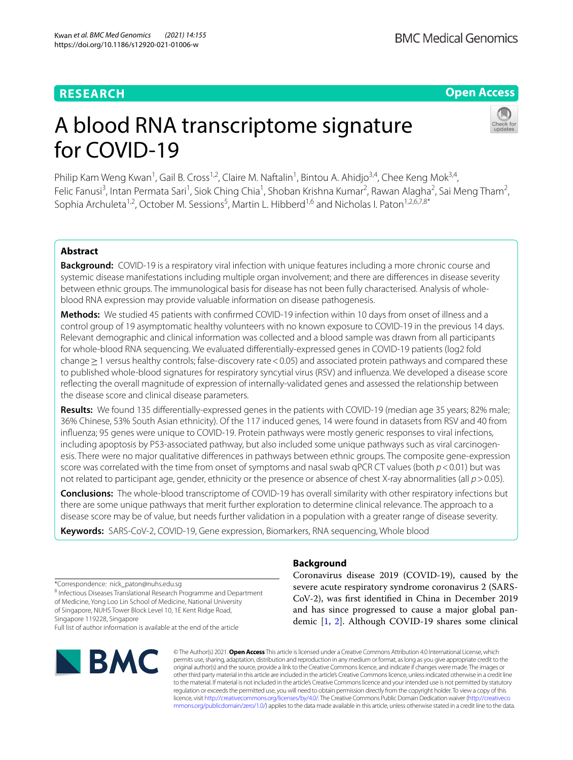RESEARCH

Open Access

# A blood RNA transcriptome signature for COVID-19

Philip Kam Weng Kwan[1], Gail B. Cross[1,2], Claire M. Naftalin[1], Bintou A. Ahidjo[3,4], Chee Keng Mok[3,4], Felic Fanusi[3], Intan Permata Sari[1], Siok Ching Chia[1], Shoban Krishna Kumar[2], Rawan Alagha[2], Sai Meng Tham[2], Sophia Archuleta[1,2], October M. Sessions[5], Martin L. Hibberd[1,6] and Nicholas I. Paton[1,2,6,7,8*]

## Abstract

**Background:** COVID-19 is a respiratory viral infection with unique features including a more chronic course and systemic disease manifestations including multiple organ involvement; and there are differences in disease severity between ethnic groups. The immunological basis for disease has not been fully characterised. Analysis of whole-blood RNA expression may provide valuable information on disease pathogenesis.

**Methods:** We studied 45 patients with confirmed COVID-19 infection within 10 days from onset of illness and a control group of 19 asymptomatic healthy volunteers with no known exposure to COVID-19 in the previous 14 days. Relevant demographic and clinical information was collected and a blood sample was drawn from all participants for whole-blood RNA sequencing. We evaluated differentially-expressed genes in COVID-19 patients (log2 fold change ≥ 1 versus healthy controls; false-discovery rate < 0.05) and associated protein pathways and compared these to published whole-blood signatures for respiratory syncytial virus (RSV) and influenza. We developed a disease score reflecting the overall magnitude of expression of internally-validated genes and assessed the relationship between the disease score and clinical disease parameters.

**Results:** We found 135 differentially-expressed genes in the patients with COVID-19 (median age 35 years; 82% male; 36% Chinese, 53% South Asian ethnicity). Of the 117 induced genes, 14 were found in datasets from RSV and 40 from influenza; 95 genes were unique to COVID-19. Protein pathways were mostly generic responses to viral infections, including apoptosis by P53-associated pathway, but also included some unique pathways such as viral carcinogenesis. There were no major qualitative differences in pathways between ethnic groups. The composite gene-expression score was correlated with the time from onset of symptoms and nasal swab qPCR CT values (both $p < 0.01$) but was not related to participant age, gender, ethnicity or the presence or absence of chest X-ray abnormalities (all $p > 0.05$).

**Conclusions:** The whole-blood transcriptome of COVID-19 has overall similarity with other respiratory infections but there are some unique pathways that merit further exploration to determine clinical relevance. The approach to a disease score may be of value, but needs further validation in a population with a greater range of disease severity.

**Keywords:** SARS-CoV-2, COVID-19, Gene expression, Biomarkers, RNA sequencing, Whole blood

*Correspondence: nick_paton@nuhs.edu.sg
[8] Infectious Diseases Translational Research Programme and Department of Medicine, Yong Loo Lin School of Medicine, National University of Singapore, NUHS Tower Block Level 10, 1E Kent Ridge Road, Singapore 119228, Singapore
Full list of author information is available at the end of the article

## Background

Coronavirus disease 2019 (COVID-19), caused by the severe acute respiratory syndrome coronavirus 2 (SARS-CoV-2), was first identified in China in December 2019 and has since progressed to cause a major global pandemic [1, 2]. Although COVID-19 shares some clinical

© The Author(s) 2021. **Open Access** This article is licensed under a Creative Commons Attribution 4.0 International License, which permits use, sharing, adaptation, distribution and reproduction in any medium or format, as long as you give appropriate credit to the original author(s) and the source, provide a link to the Creative Commons licence, and indicate if changes were made. The images or other third party material in this article are included in the article's Creative Commons licence, unless indicated otherwise in a credit line to the material. If material is not included in the article's Creative Commons licence and your intended use is not permitted by statutory regulation or exceeds the permitted use, you will need to obtain permission directly from the copyright holder. To view a copy of this licence, visit http://creativecommons.org/licenses/by/4.0/. The Creative Commons Public Domain Dedication waiver (http://creativecommons.org/publicdomain/zero/1.0/) applies to the data made available in this article, unless otherwise stated in a credit line to the data.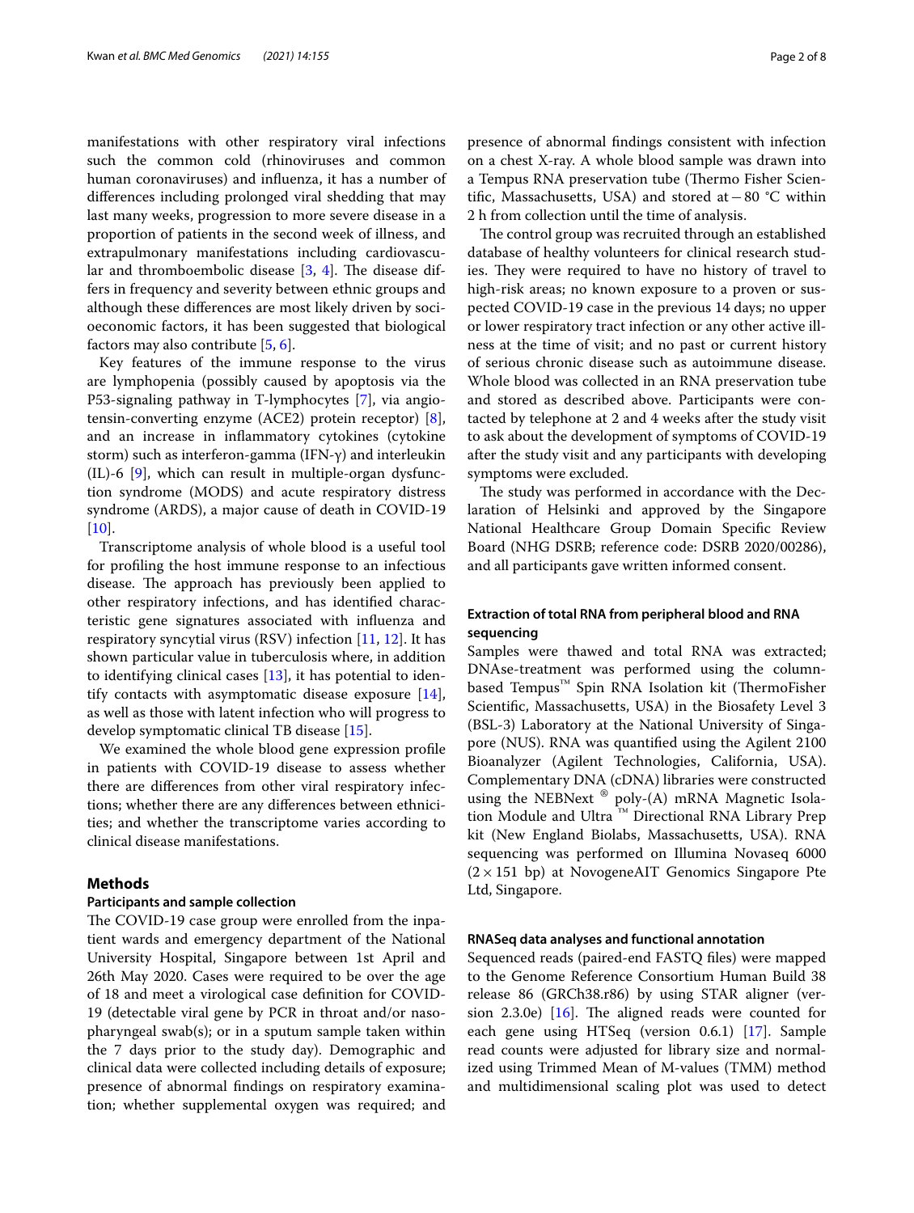manifestations with other respiratory viral infections such the common cold (rhinoviruses and common human coronaviruses) and influenza, it has a number of differences including prolonged viral shedding that may last many weeks, progression to more severe disease in a proportion of patients in the second week of illness, and extrapulmonary manifestations including cardiovascular and thromboembolic disease [3, 4]. The disease differs in frequency and severity between ethnic groups and although these differences are most likely driven by socioeconomic factors, it has been suggested that biological factors may also contribute [5, 6].

Key features of the immune response to the virus are lymphopenia (possibly caused by apoptosis via the P53-signaling pathway in T-lymphocytes [7], via angiotensin-converting enzyme (ACE2) protein receptor) [8], and an increase in inflammatory cytokines (cytokine storm) such as interferon-gamma (IFN-γ) and interleukin (IL)-6 [9], which can result in multiple-organ dysfunction syndrome (MODS) and acute respiratory distress syndrome (ARDS), a major cause of death in COVID-19 [10].

Transcriptome analysis of whole blood is a useful tool for profiling the host immune response to an infectious disease. The approach has previously been applied to other respiratory infections, and has identified characteristic gene signatures associated with influenza and respiratory syncytial virus (RSV) infection [11, 12]. It has shown particular value in tuberculosis where, in addition to identifying clinical cases [13], it has potential to identify contacts with asymptomatic disease exposure [14], as well as those with latent infection who will progress to develop symptomatic clinical TB disease [15].

We examined the whole blood gene expression profile in patients with COVID-19 disease to assess whether there are differences from other viral respiratory infections; whether there are any differences between ethnicities; and whether the transcriptome varies according to clinical disease manifestations.

## Methods

### Participants and sample collection

The COVID-19 case group were enrolled from the inpatient wards and emergency department of the National University Hospital, Singapore between 1st April and 26th May 2020. Cases were required to be over the age of 18 and meet a virological case definition for COVID-19 (detectable viral gene by PCR in throat and/or nasopharyngeal swab(s); or in a sputum sample taken within the 7 days prior to the study day). Demographic and clinical data were collected including details of exposure; presence of abnormal findings on respiratory examination; whether supplemental oxygen was required; and presence of abnormal findings consistent with infection on a chest X-ray. A whole blood sample was drawn into a Tempus RNA preservation tube (Thermo Fisher Scientific, Massachusetts, USA) and stored at −80 °C within 2 h from collection until the time of analysis.

The control group was recruited through an established database of healthy volunteers for clinical research studies. They were required to have no history of travel to high-risk areas; no known exposure to a proven or suspected COVID-19 case in the previous 14 days; no upper or lower respiratory tract infection or any other active illness at the time of visit; and no past or current history of serious chronic disease such as autoimmune disease. Whole blood was collected in an RNA preservation tube and stored as described above. Participants were contacted by telephone at 2 and 4 weeks after the study visit to ask about the development of symptoms of COVID-19 after the study visit and any participants with developing symptoms were excluded.

The study was performed in accordance with the Declaration of Helsinki and approved by the Singapore National Healthcare Group Domain Specific Review Board (NHG DSRB; reference code: DSRB 2020/00286), and all participants gave written informed consent.

### Extraction of total RNA from peripheral blood and RNA sequencing

Samples were thawed and total RNA was extracted; DNAse-treatment was performed using the column-based Tempus™ Spin RNA Isolation kit (ThermoFisher Scientific, Massachusetts, USA) in the Biosafety Level 3 (BSL-3) Laboratory at the National University of Singapore (NUS). RNA was quantified using the Agilent 2100 Bioanalyzer (Agilent Technologies, California, USA). Complementary DNA (cDNA) libraries were constructed using the NEBNext ® poly-(A) mRNA Magnetic Isolation Module and Ultra ™ Directional RNA Library Prep kit (New England Biolabs, Massachusetts, USA). RNA sequencing was performed on Illumina Novaseq 6000 ($2 \times 151$ bp) at NovogeneAIT Genomics Singapore Pte Ltd, Singapore.

### RNASeq data analyses and functional annotation

Sequenced reads (paired-end FASTQ files) were mapped to the Genome Reference Consortium Human Build 38 release 86 (GRCh38.r86) by using STAR aligner (version 2.3.0e) [16]. The aligned reads were counted for each gene using HTSeq (version 0.6.1) [17]. Sample read counts were adjusted for library size and normalized using Trimmed Mean of M-values (TMM) method and multidimensional scaling plot was used to detect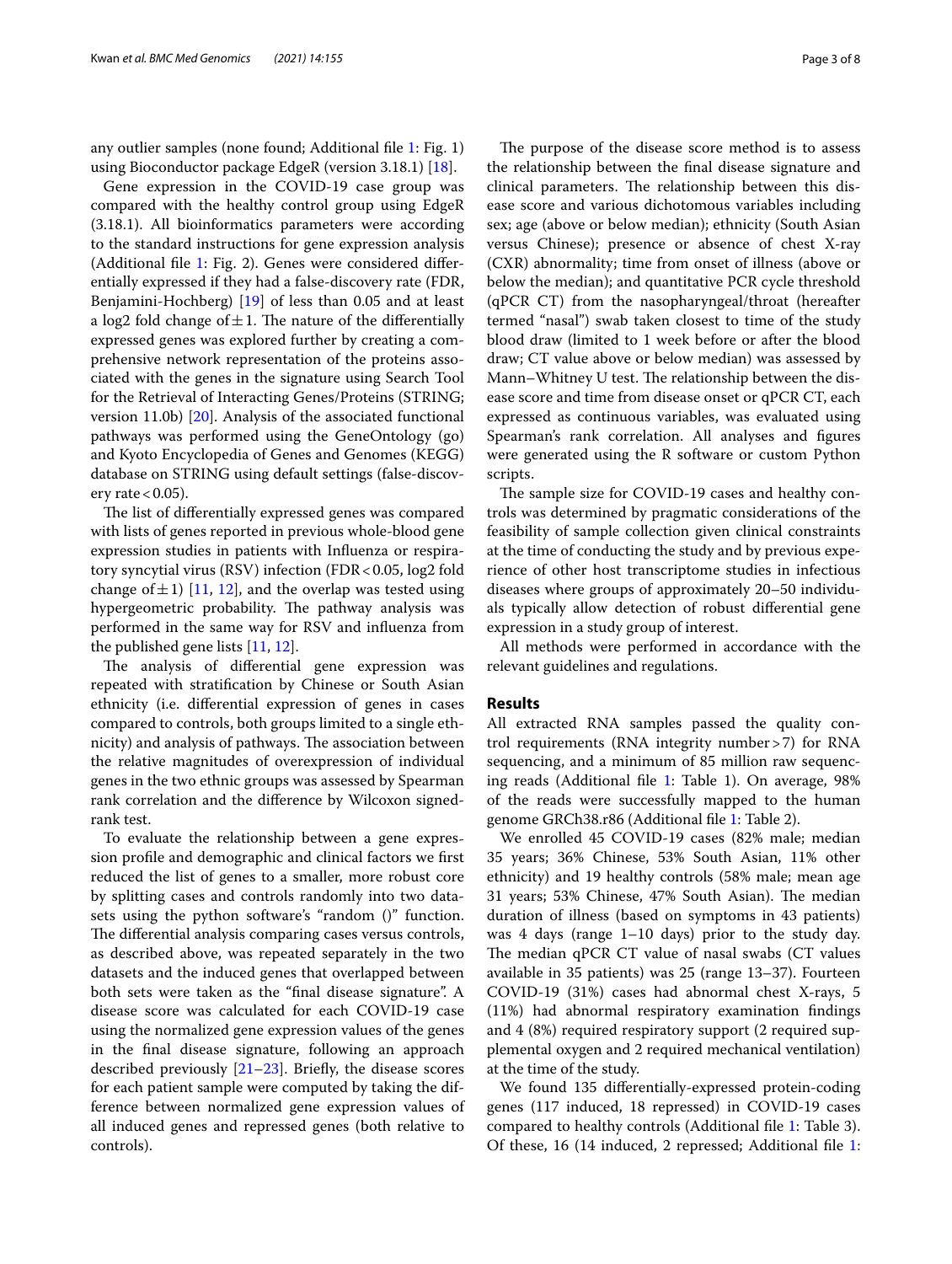any outlier samples (none found; Additional file 1: Fig. 1) using Bioconductor package EdgeR (version 3.18.1) [18].

Gene expression in the COVID-19 case group was compared with the healthy control group using EdgeR (3.18.1). All bioinformatics parameters were according to the standard instructions for gene expression analysis (Additional file 1: Fig. 2). Genes were considered differentially expressed if they had a false-discovery rate (FDR, Benjamini-Hochberg) [19] of less than 0.05 and at least a log2 fold change of $\pm 1$. The nature of the differentially expressed genes was explored further by creating a comprehensive network representation of the proteins associated with the genes in the signature using Search Tool for the Retrieval of Interacting Genes/Proteins (STRING; version 11.0b) [20]. Analysis of the associated functional pathways was performed using the GeneOntology (go) and Kyoto Encyclopedia of Genes and Genomes (KEGG) database on STRING using default settings (false-discovery rate $<0.05$).

The list of differentially expressed genes was compared with lists of genes reported in previous whole-blood gene expression studies in patients with Influenza or respiratory syncytial virus (RSV) infection (FDR $<0.05$, log2 fold change of $\pm 1$) [11, 12], and the overlap was tested using hypergeometric probability. The pathway analysis was performed in the same way for RSV and influenza from the published gene lists [11, 12].

The analysis of differential gene expression was repeated with stratification by Chinese or South Asian ethnicity (i.e. differential expression of genes in cases compared to controls, both groups limited to a single ethnicity) and analysis of pathways. The association between the relative magnitudes of overexpression of individual genes in the two ethnic groups was assessed by Spearman rank correlation and the difference by Wilcoxon signed-rank test.

To evaluate the relationship between a gene expression profile and demographic and clinical factors we first reduced the list of genes to a smaller, more robust core by splitting cases and controls randomly into two datasets using the python software's "random ()" function. The differential analysis comparing cases versus controls, as described above, was repeated separately in the two datasets and the induced genes that overlapped between both sets were taken as the "final disease signature". A disease score was calculated for each COVID-19 case using the normalized gene expression values of the genes in the final disease signature, following an approach described previously [21–23]. Briefly, the disease scores for each patient sample were computed by taking the difference between normalized gene expression values of all induced genes and repressed genes (both relative to controls).

The purpose of the disease score method is to assess the relationship between the final disease signature and clinical parameters. The relationship between this disease score and various dichotomous variables including sex; age (above or below median); ethnicity (South Asian versus Chinese); presence or absence of chest X-ray (CXR) abnormality; time from onset of illness (above or below the median); and quantitative PCR cycle threshold (qPCR CT) from the nasopharyngeal/throat (hereafter termed "nasal") swab taken closest to time of the study blood draw (limited to 1 week before or after the blood draw; CT value above or below median) was assessed by Mann–Whitney U test. The relationship between the disease score and time from disease onset or qPCR CT, each expressed as continuous variables, was evaluated using Spearman's rank correlation. All analyses and figures were generated using the R software or custom Python scripts.

The sample size for COVID-19 cases and healthy controls was determined by pragmatic considerations of the feasibility of sample collection given clinical constraints at the time of conducting the study and by previous experience of other host transcriptome studies in infectious diseases where groups of approximately 20–50 individuals typically allow detection of robust differential gene expression in a study group of interest.

All methods were performed in accordance with the relevant guidelines and regulations.

## Results

All extracted RNA samples passed the quality control requirements (RNA integrity number $>7$) for RNA sequencing, and a minimum of 85 million raw sequencing reads (Additional file 1: Table 1). On average, 98% of the reads were successfully mapped to the human genome GRCh38.r86 (Additional file 1: Table 2).

We enrolled 45 COVID-19 cases (82% male; median 35 years; 36% Chinese, 53% South Asian, 11% other ethnicity) and 19 healthy controls (58% male; mean age 31 years; 53% Chinese, 47% South Asian). The median duration of illness (based on symptoms in 43 patients) was 4 days (range 1–10 days) prior to the study day. The median qPCR CT value of nasal swabs (CT values available in 35 patients) was 25 (range 13–37). Fourteen COVID-19 (31%) cases had abnormal chest X-rays, 5 (11%) had abnormal respiratory examination findings and 4 (8%) required respiratory support (2 required supplemental oxygen and 2 required mechanical ventilation) at the time of the study.

We found 135 differentially-expressed protein-coding genes (117 induced, 18 repressed) in COVID-19 cases compared to healthy controls (Additional file 1: Table 3). Of these, 16 (14 induced, 2 repressed; Additional file 1: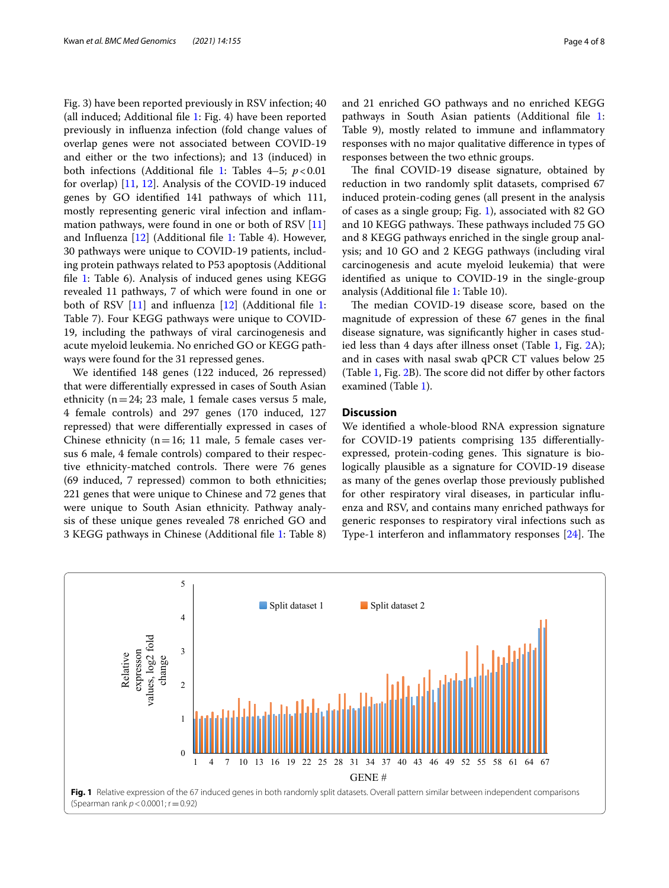Fig. 3) have been reported previously in RSV infection; 40 (all induced; Additional file 1: Fig. 4) have been reported previously in influenza infection (fold change values of overlap genes were not associated between COVID-19 and either or the two infections); and 13 (induced) in both infections (Additional file 1: Tables 4–5; $p<0.01$ for overlap) [11, 12]. Analysis of the COVID-19 induced genes by GO identified 141 pathways of which 111, mostly representing generic viral infection and inflammation pathways, were found in one or both of RSV [11] and Influenza [12] (Additional file 1: Table 4). However, 30 pathways were unique to COVID-19 patients, including protein pathways related to P53 apoptosis (Additional file 1: Table 6). Analysis of induced genes using KEGG revealed 11 pathways, 7 of which were found in one or both of RSV [11] and influenza [12] (Additional file 1: Table 7). Four KEGG pathways were unique to COVID-19, including the pathways of viral carcinogenesis and acute myeloid leukemia. No enriched GO or KEGG pathways were found for the 31 repressed genes.

We identified 148 genes (122 induced, 26 repressed) that were differentially expressed in cases of South Asian ethnicity (n = 24; 23 male, 1 female cases versus 5 male, 4 female controls) and 297 genes (170 induced, 127 repressed) that were differentially expressed in cases of Chinese ethnicity (n = 16; 11 male, 5 female cases versus 6 male, 4 female controls) compared to their respective ethnicity-matched controls. There were 76 genes (69 induced, 7 repressed) common to both ethnicities; 221 genes that were unique to Chinese and 72 genes that were unique to South Asian ethnicity. Pathway analysis of these unique genes revealed 78 enriched GO and 3 KEGG pathways in Chinese (Additional file 1: Table 8) and 21 enriched GO pathways and no enriched KEGG pathways in South Asian patients (Additional file 1: Table 9), mostly related to immune and inflammatory responses with no major qualitative difference in types of responses between the two ethnic groups.

The final COVID-19 disease signature, obtained by reduction in two randomly split datasets, comprised 67 induced protein-coding genes (all present in the analysis of cases as a single group; Fig. 1), associated with 82 GO and 10 KEGG pathways. These pathways included 75 GO and 8 KEGG pathways enriched in the single group analysis; and 10 GO and 2 KEGG pathways (including viral carcinogenesis and acute myeloid leukemia) that were identified as unique to COVID-19 in the single-group analysis (Additional file 1: Table 10).

The median COVID-19 disease score, based on the magnitude of expression of these 67 genes in the final disease signature, was significantly higher in cases studied less than 4 days after illness onset (Table 1, Fig. 2A); and in cases with nasal swab qPCR CT values below 25 (Table 1, Fig. 2B). The score did not differ by other factors examined (Table 1).

## Discussion

We identified a whole-blood RNA expression signature for COVID-19 patients comprising 135 differentially-expressed, protein-coding genes. This signature is biologically plausible as a signature for COVID-19 disease as many of the genes overlap those previously published for other respiratory viral diseases, in particular influenza and RSV, and contains many enriched pathways for generic responses to respiratory viral infections such as Type-1 interferon and inflammatory responses [24]. The

**Fig. 1** Relative expression of the 67 induced genes in both randomly split datasets. Overall pattern similar between independent comparisons (Spearman rank $p<0.0001$; $r=0.92$)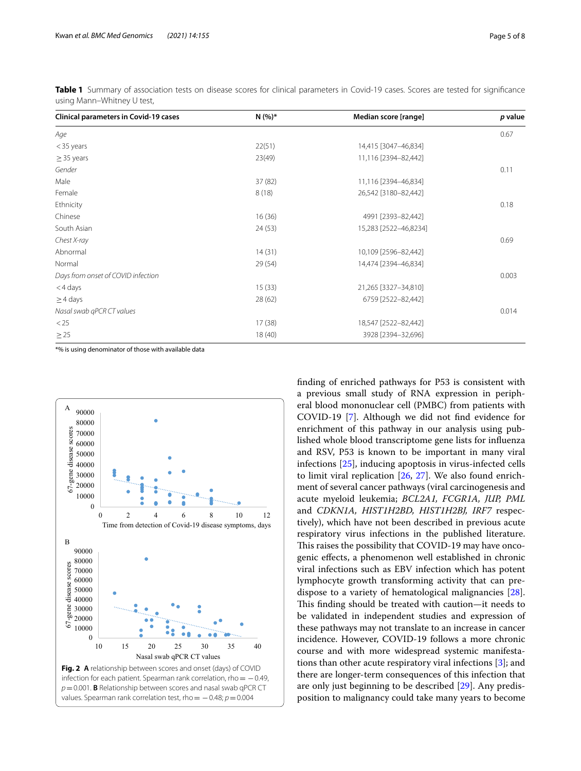**Table 1** Summary of association tests on disease scores for clinical parameters in Covid-19 cases. Scores are tested for significance using Mann–Whitney U test,

| Clinical parameters in Covid-19 cases | N (%)* | Median score [range] | *p* value |
|---|---|---|---|
| *Age* | | | 0.67 |
| < 35 years | 22(51) | 14,415 [3047–46,834] | |
| ≥ 35 years | 23(49) | 11,116 [2394–82,442] | |
| *Gender* | | | 0.11 |
| Male | 37 (82) | 11,116 [2394–46,834] | |
| Female | 8 (18) | 26,542 [3180–82,442] | |
| Ethnicity | | | 0.18 |
| Chinese | 16 (36) | 4991 [2393–82,442] | |
| South Asian | 24 (53) | 15,283 [2522–46,8234] | |
| *Chest X-ray* | | | 0.69 |
| Abnormal | 14 (31) | 10,109 [2596–82,442] | |
| Normal | 29 (54) | 14,474 [2394–46,834] | |
| *Days from onset of COVID infection* | | | 0.003 |
| < 4 days | 15 (33) | 21,265 [3327–34,810] | |
| ≥ 4 days | 28 (62) | 6759 [2522–82,442] | |
| *Nasal swab qPCR CT values* | | | 0.014 |
| < 25 | 17 (38) | 18,547 [2522–82,442] | |
| ≥ 25 | 18 (40) | 3928 [2394–32,696] | |

*% is using denominator of those with available data

**Fig. 2** **A** relationship between scores and onset (days) of COVID infection for each patient. Spearman rank correlation, rho = −0.49, *p* = 0.001. **B** Relationship between scores and nasal swab qPCR CT values. Spearman rank correlation test, rho = −0.48; *p* = 0.004

finding of enriched pathways for P53 is consistent with a previous small study of RNA expression in peripheral blood mononuclear cell (PMBC) from patients with COVID-19 [7]. Although we did not find evidence for enrichment of this pathway in our analysis using published whole blood transcriptome gene lists for influenza and RSV, P53 is known to be important in many viral infections [25], inducing apoptosis in virus-infected cells to limit viral replication [26, 27]. We also found enrichment of several cancer pathways (viral carcinogenesis and acute myeloid leukemia; *BCL2A1, FCGR1A, JUP, PML* and *CDKN1A, HIST1H2BD, HIST1H2BJ, IRF7* respectively), which have not been described in previous acute respiratory virus infections in the published literature. This raises the possibility that COVID-19 may have oncogenic effects, a phenomenon well established in chronic viral infections such as EBV infection which has potent lymphocyte growth transforming activity that can predispose to a variety of hematological malignancies [28]. This finding should be treated with caution—it needs to be validated in independent studies and expression of these pathways may not translate to an increase in cancer incidence. However, COVID-19 follows a more chronic course and with more widespread systemic manifestations than other acute respiratory viral infections [3]; and there are longer-term consequences of this infection that are only just beginning to be described [29]. Any predisposition to malignancy could take many years to become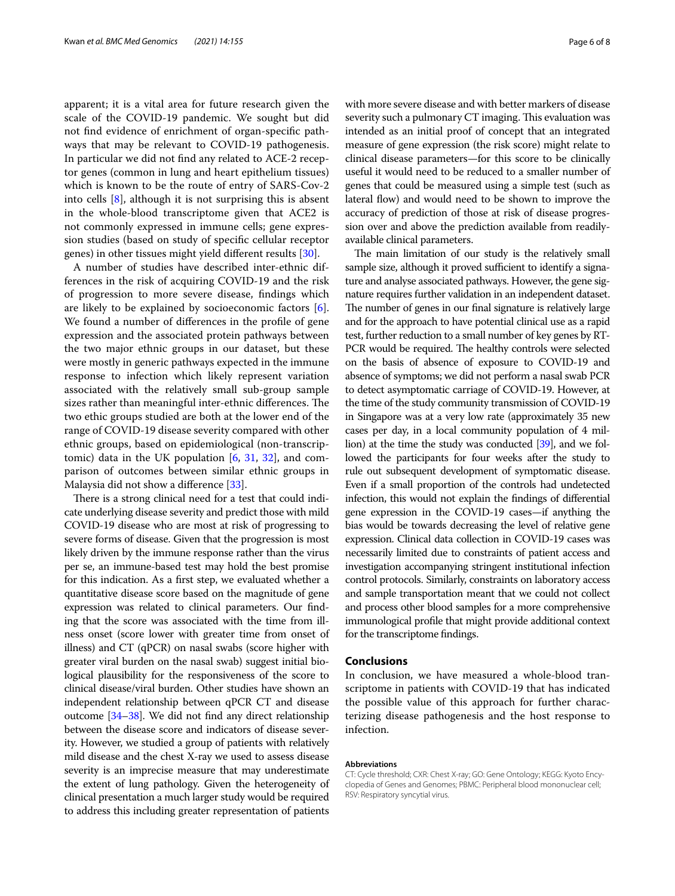apparent; it is a vital area for future research given the scale of the COVID-19 pandemic. We sought but did not find evidence of enrichment of organ-specific pathways that may be relevant to COVID-19 pathogenesis. In particular we did not find any related to ACE-2 receptor genes (common in lung and heart epithelium tissues) which is known to be the route of entry of SARS-Cov-2 into cells [8], although it is not surprising this is absent in the whole-blood transcriptome given that ACE2 is not commonly expressed in immune cells; gene expression studies (based on study of specific cellular receptor genes) in other tissues might yield different results [30].

A number of studies have described inter-ethnic differences in the risk of acquiring COVID-19 and the risk of progression to more severe disease, findings which are likely to be explained by socioeconomic factors [6]. We found a number of differences in the profile of gene expression and the associated protein pathways between the two major ethnic groups in our dataset, but these were mostly in generic pathways expected in the immune response to infection which likely represent variation associated with the relatively small sub-group sample sizes rather than meaningful inter-ethnic differences. The two ethic groups studied are both at the lower end of the range of COVID-19 disease severity compared with other ethnic groups, based on epidemiological (non-transcriptomic) data in the UK population [6, 31, 32], and comparison of outcomes between similar ethnic groups in Malaysia did not show a difference [33].

There is a strong clinical need for a test that could indicate underlying disease severity and predict those with mild COVID-19 disease who are most at risk of progressing to severe forms of disease. Given that the progression is most likely driven by the immune response rather than the virus per se, an immune-based test may hold the best promise for this indication. As a first step, we evaluated whether a quantitative disease score based on the magnitude of gene expression was related to clinical parameters. Our finding that the score was associated with the time from illness onset (score lower with greater time from onset of illness) and CT (qPCR) on nasal swabs (score higher with greater viral burden on the nasal swab) suggest initial biological plausibility for the responsiveness of the score to clinical disease/viral burden. Other studies have shown an independent relationship between qPCR CT and disease outcome [34–38]. We did not find any direct relationship between the disease score and indicators of disease severity. However, we studied a group of patients with relatively mild disease and the chest X-ray we used to assess disease severity is an imprecise measure that may underestimate the extent of lung pathology. Given the heterogeneity of clinical presentation a much larger study would be required to address this including greater representation of patients with more severe disease and with better markers of disease severity such a pulmonary CT imaging. This evaluation was intended as an initial proof of concept that an integrated measure of gene expression (the risk score) might relate to clinical disease parameters—for this score to be clinically useful it would need to be reduced to a smaller number of genes that could be measured using a simple test (such as lateral flow) and would need to be shown to improve the accuracy of prediction of those at risk of disease progression over and above the prediction available from readily-available clinical parameters.

The main limitation of our study is the relatively small sample size, although it proved sufficient to identify a signature and analyse associated pathways. However, the gene signature requires further validation in an independent dataset. The number of genes in our final signature is relatively large and for the approach to have potential clinical use as a rapid test, further reduction to a small number of key genes by RT-PCR would be required. The healthy controls were selected on the basis of absence of exposure to COVID-19 and absence of symptoms; we did not perform a nasal swab PCR to detect asymptomatic carriage of COVID-19. However, at the time of the study community transmission of COVID-19 in Singapore was at a very low rate (approximately 35 new cases per day, in a local community population of 4 million) at the time the study was conducted [39], and we followed the participants for four weeks after the study to rule out subsequent development of symptomatic disease. Even if a small proportion of the controls had undetected infection, this would not explain the findings of differential gene expression in the COVID-19 cases—if anything the bias would be towards decreasing the level of relative gene expression. Clinical data collection in COVID-19 cases was necessarily limited due to constraints of patient access and investigation accompanying stringent institutional infection control protocols. Similarly, constraints on laboratory access and sample transportation meant that we could not collect and process other blood samples for a more comprehensive immunological profile that might provide additional context for the transcriptome findings.

## Conclusions

In conclusion, we have measured a whole-blood transcriptome in patients with COVID-19 that has indicated the possible value of this approach for further characterizing disease pathogenesis and the host response to infection.

#### Abbreviations

CT: Cycle threshold; CXR: Chest X-ray; GO: Gene Ontology; KEGG: Kyoto Encyclopedia of Genes and Genomes; PBMC: Peripheral blood mononuclear cell; RSV: Respiratory syncytial virus.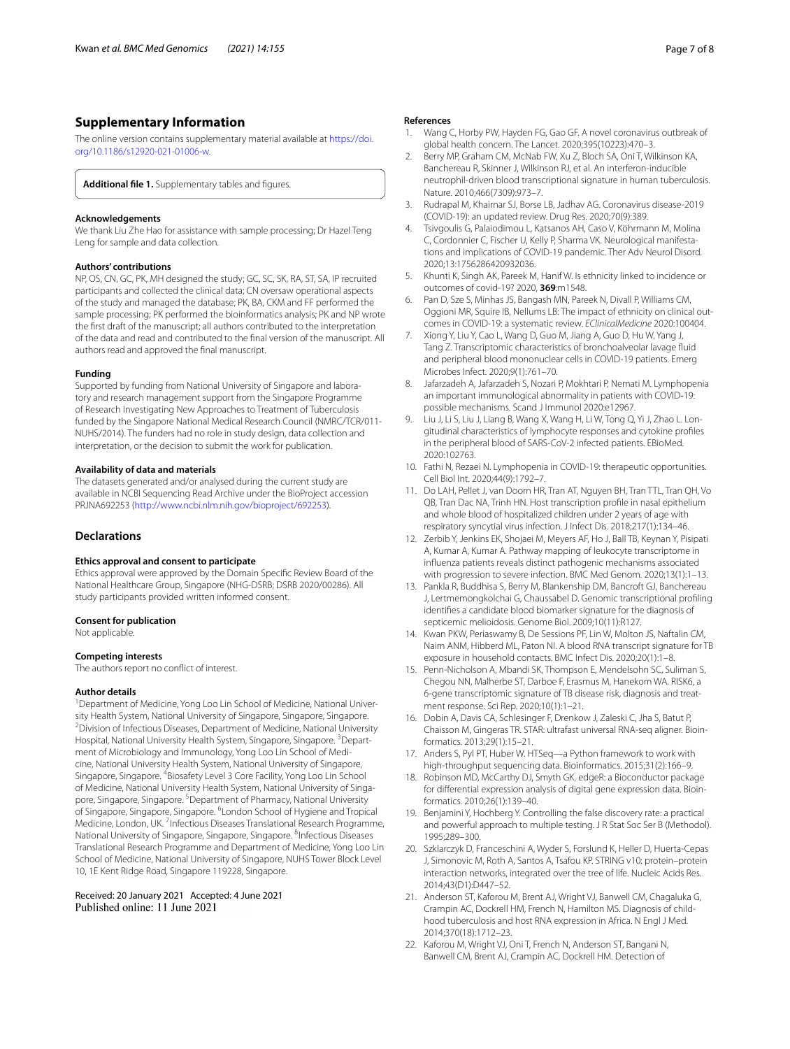## Supplementary Information

The online version contains supplementary material available at https://doi.org/10.1186/s12920-021-01006-w.

**Additional file 1.** Supplementary tables and figures.

### Acknowledgements

We thank Liu Zhe Hao for assistance with sample processing; Dr Hazel Teng Leng for sample and data collection.

### Authors' contributions

NP, OS, CN, GC, PK, MH designed the study; GC, SC, SK, RA, ST, SA, IP recruited participants and collected the clinical data; CN oversaw operational aspects of the study and managed the database; PK, BA, CKM and FF performed the sample processing; PK performed the bioinformatics analysis; PK and NP wrote the first draft of the manuscript; all authors contributed to the interpretation of the data and read and contributed to the final version of the manuscript. All authors read and approved the final manuscript.

### Funding

Supported by funding from National University of Singapore and laboratory and research management support from the Singapore Programme of Research Investigating New Approaches to Treatment of Tuberculosis funded by the Singapore National Medical Research Council (NMRC/TCR/011-NUHS/2014). The funders had no role in study design, data collection and interpretation, or the decision to submit the work for publication.

### Availability of data and materials

The datasets generated and/or analysed during the current study are available in NCBI Sequencing Read Archive under the BioProject accession PRJNA692253 (http://www.ncbi.nlm.nih.gov/bioproject/692253).

## Declarations

### Ethics approval and consent to participate

Ethics approval were approved by the Domain Specific Review Board of the National Healthcare Group, Singapore (NHG-DSRB; DSRB 2020/00286). All study participants provided written informed consent.

### Consent for publication

Not applicable.

### Competing interests

The authors report no conflict of interest.

### Author details

[1]Department of Medicine, Yong Loo Lin School of Medicine, National University Health System, National University of Singapore, Singapore, Singapore. [2]Division of Infectious Diseases, Department of Medicine, National University Hospital, National University Health System, Singapore, Singapore. [3]Department of Microbiology and Immunology, Yong Loo Lin School of Medicine, National University Health System, National University of Singapore, Singapore, Singapore. [4]Biosafety Level 3 Core Facility, Yong Loo Lin School of Medicine, National University Health System, National University of Singapore, Singapore, Singapore. [5]Department of Pharmacy, National University of Singapore, Singapore, Singapore. [6]London School of Hygiene and Tropical Medicine, London, UK. [7]Infectious Diseases Translational Research Programme, National University of Singapore, Singapore, Singapore. [8]Infectious Diseases Translational Research Programme and Department of Medicine, Yong Loo Lin School of Medicine, National University of Singapore, NUHS Tower Block Level 10, 1E Kent Ridge Road, Singapore 119228, Singapore.

Received: 20 January 2021 Accepted: 4 June 2021
Published online: 11 June 2021

## References

1. Wang C, Horby PW, Hayden FG, Gao GF. A novel coronavirus outbreak of global health concern. The Lancet. 2020;395(10223):470–3.
2. Berry MP, Graham CM, McNab FW, Xu Z, Bloch SA, Oni T, Wilkinson KA, Banchereau R, Skinner J, Wilkinson RJ, et al. An interferon-inducible neutrophil-driven blood transcriptional signature in human tuberculosis. Nature. 2010;466(7309):973–7.
3. Rudrapal M, Khairnar SJ, Borse LB, Jadhav AG. Coronavirus disease-2019 (COVID-19): an updated review. Drug Res. 2020;70(9):389.
4. Tsivgoulis G, Palaiodimou L, Katsanos AH, Caso V, Köhrmann M, Molina C, Cordonnier C, Fischer U, Kelly P, Sharma VK. Neurological manifestations and implications of COVID-19 pandemic. Ther Adv Neurol Disord. 2020;13:1756286420932036.
5. Khunti K, Singh AK, Pareek M, Hanif W. Is ethnicity linked to incidence or outcomes of covid-19? 2020, **369**:m1548.
6. Pan D, Sze S, Minhas JS, Bangash MN, Pareek N, Divall P, Williams CM, Oggioni MR, Squire IB, Nellums LB: The impact of ethnicity on clinical outcomes in COVID-19: a systematic review. *EClinicalMedicine* 2020:100404.
7. Xiong Y, Liu Y, Cao L, Wang D, Guo M, Jiang A, Guo D, Hu W, Yang J, Tang Z. Transcriptomic characteristics of bronchoalveolar lavage fluid and peripheral blood mononuclear cells in COVID-19 patients. Emerg Microbes Infect. 2020;9(1):761–70.
8. Jafarzadeh A, Jafarzadeh S, Nozari P, Mokhtari P, Nemati M. Lymphopenia an important immunological abnormality in patients with COVID-19: possible mechanisms. Scand J Immunol 2020:e12967.
9. Liu J, Li S, Liu J, Liang B, Wang X, Wang H, Li W, Tong Q, Yi J, Zhao L. Longitudinal characteristics of lymphocyte responses and cytokine profiles in the peripheral blood of SARS-CoV-2 infected patients. EBioMed. 2020:102763.
10. Fathi N, Rezaei N. Lymphopenia in COVID-19: therapeutic opportunities. Cell Biol Int. 2020;44(9):1792–7.
11. Do LAH, Pellet J, van Doorn HR, Tran AT, Nguyen BH, Tran TTL, Tran QH, Vo QB, Tran Dac NA, Trinh HN. Host transcription profile in nasal epithelium and whole blood of hospitalized children under 2 years of age with respiratory syncytial virus infection. J Infect Dis. 2018;217(1):134–46.
12. Zerbib Y, Jenkins EK, Shojaei M, Meyers AF, Ho J, Ball TB, Keynan Y, Pisipati A, Kumar A, Kumar A. Pathway mapping of leukocyte transcriptome in influenza patients reveals distinct pathogenic mechanisms associated with progression to severe infection. BMC Med Genom. 2020;13(1):1–13.
13. Pankla R, Buddhisa S, Berry M, Blankenship DM, Bancroft GJ, Banchereau J, Lertmemongkolchai G, Chaussabel D. Genomic transcriptional profiling identifies a candidate blood biomarker signature for the diagnosis of septicemic melioidosis. Genome Biol. 2009;10(11):R127.
14. Kwan PKW, Periaswamy B, De Sessions PF, Lin W, Molton JS, Naftalin CM, Naim ANM, Hibberd ML, Paton NI. A blood RNA transcript signature for TB exposure in household contacts. BMC Infect Dis. 2020;20(1):1–8.
15. Penn-Nicholson A, Mbandi SK, Thompson E, Mendelsohn SC, Suliman S, Chegou NN, Malherbe ST, Darboe F, Erasmus M, Hanekom WA. RISK6, a 6-gene transcriptomic signature of TB disease risk, diagnosis and treatment response. Sci Rep. 2020;10(1):1–21.
16. Dobin A, Davis CA, Schlesinger F, Drenkow J, Zaleski C, Jha S, Batut P, Chaisson M, Gingeras TR. STAR: ultrafast universal RNA-seq aligner. Bioinformatics. 2013;29(1):15–21.
17. Anders S, Pyl PT, Huber W. HTSeq—a Python framework to work with high-throughput sequencing data. Bioinformatics. 2015;31(2):166–9.
18. Robinson MD, McCarthy DJ, Smyth GK. edgeR: a Bioconductor package for differential expression analysis of digital gene expression data. Bioinformatics. 2010;26(1):139–40.
19. Benjamini Y, Hochberg Y. Controlling the false discovery rate: a practical and powerful approach to multiple testing. J R Stat Soc Ser B (Methodol). 1995;289–300.
20. Szklarczyk D, Franceschini A, Wyder S, Forslund K, Heller D, Huerta-Cepas J, Simonovic M, Roth A, Santos A, Tsafou KP. STRING v10: protein–protein interaction networks, integrated over the tree of life. Nucleic Acids Res. 2014;43(D1):D447–52.
21. Anderson ST, Kaforou M, Brent AJ, Wright VJ, Banwell CM, Chagaluka G, Crampin AC, Dockrell HM, French N, Hamilton MS. Diagnosis of childhood tuberculosis and host RNA expression in Africa. N Engl J Med. 2014;370(18):1712–23.
22. Kaforou M, Wright VJ, Oni T, French N, Anderson ST, Bangani N, Banwell CM, Brent AJ, Crampin AC, Dockrell HM. Detection of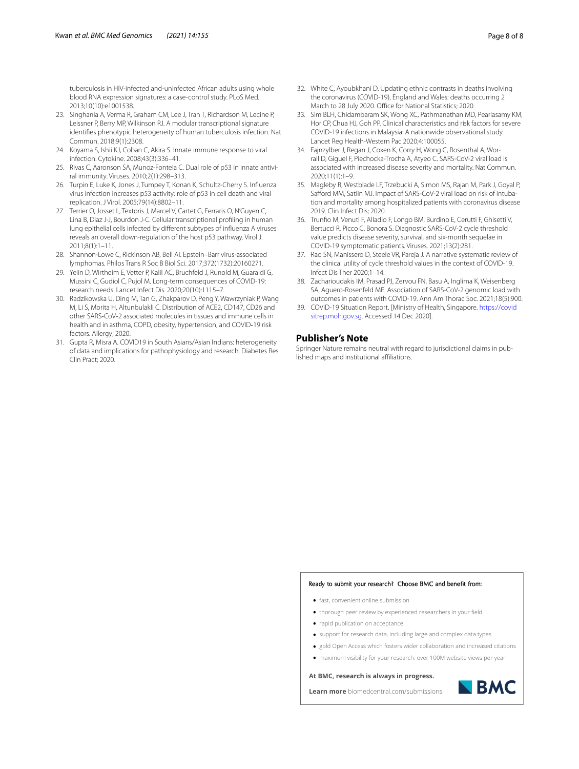tuberculosis in HIV-infected and-uninfected African adults using whole blood RNA expression signatures: a case-control study. PLoS Med. 2013;10(10):e1001538.

23. Singhania A, Verma R, Graham CM, Lee J, Tran T, Richardson M, Lecine P, Leissner P, Berry MP, Wilkinson RJ. A modular transcriptional signature identifies phenotypic heterogeneity of human tuberculosis infection. Nat Commun. 2018;9(1):2308.
24. Koyama S, Ishii KJ, Coban C, Akira S. Innate immune response to viral infection. Cytokine. 2008;43(3):336–41.
25. Rivas C, Aaronson SA, Munoz-Fontela C. Dual role of p53 in innate antiviral immunity. Viruses. 2010;2(1):298–313.
26. Turpin E, Luke K, Jones J, Tumpey T, Konan K, Schultz-Cherry S. Influenza virus infection increases p53 activity: role of p53 in cell death and viral replication. J Virol. 2005;79(14):8802–11.
27. Terrier O, Josset L, Textoris J, Marcel V, Cartet G, Ferraris O, N'Guyen C, Lina B, Diaz J-J, Bourdon J-C. Cellular transcriptional profiling in human lung epithelial cells infected by different subtypes of influenza A viruses reveals an overall down-regulation of the host p53 pathway. Virol J. 2011;8(1):1–11.
28. Shannon-Lowe C, Rickinson AB, Bell AI. Epstein–Barr virus-associated lymphomas. Philos Trans R Soc B Biol Sci. 2017;372(1732):20160271.
29. Yelin D, Wirtheim E, Vetter P, Kalil AC, Bruchfeld J, Runold M, Guaraldi G, Mussini C, Gudiol C, Pujol M. Long-term consequences of COVID-19: research needs. Lancet Infect Dis. 2020;20(10):1115–7.
30. Radzikowska U, Ding M, Tan G, Zhakparov D, Peng Y, Wawrzyniak P, Wang M, Li S, Morita H, Altunbulakli C. Distribution of ACE2, CD147, CD26 and other SARS-CoV-2 associated molecules in tissues and immune cells in health and in asthma, COPD, obesity, hypertension, and COVID-19 risk factors. Allergy; 2020.
31. Gupta R, Misra A. COVID19 in South Asians/Asian Indians: heterogeneity of data and implications for pathophysiology and research. Diabetes Res Clin Pract; 2020.
32. White C, Ayoubkhani D. Updating ethnic contrasts in deaths involving the coronavirus (COVID-19), England and Wales: deaths occurring 2 March to 28 July 2020. Office for National Statistics; 2020.
33. Sim BLH, Chidambaram SK, Wong XC, Pathmanathan MD, Peariasamy KM, Hor CP, Chua HJ, Goh PP. Clinical characteristics and risk factors for severe COVID-19 infections in Malaysia: A nationwide observational study. Lancet Reg Health-Western Pac 2020;4:100055.
34. Fajnzylber J, Regan J, Coxen K, Corry H, Wong C, Rosenthal A, Worrall D, Giguel F, Piechocka-Trocha A, Atyeo C. SARS-CoV-2 viral load is associated with increased disease severity and mortality. Nat Commun. 2020;11(1):1–9.
35. Magleby R, Westblade LF, Trzebucki A, Simon MS, Rajan M, Park J, Goyal P, Safford MM, Satlin MJ. Impact of SARS-CoV-2 viral load on risk of intubation and mortality among hospitalized patients with coronavirus disease 2019. Clin Infect Dis; 2020.
36. Trunfio M, Venuti F, Alladio F, Longo BM, Burdino E, Cerutti F, Ghisetti V, Bertucci R, Picco C, Bonora S. Diagnostic SARS-CoV-2 cycle threshold value predicts disease severity, survival, and six-month sequelae in COVID-19 symptomatic patients. Viruses. 2021;13(2):281.
37. Rao SN, Manissero D, Steele VR, Pareja J. A narrative systematic review of the clinical utility of cycle threshold values in the context of COVID-19. Infect Dis Ther 2020;1–14.
38. Zacharioudakis IM, Prasad PJ, Zervou FN, Basu A, Inglima K, Weisenberg SA, Aguero-Rosenfeld ME. Association of SARS-CoV-2 genomic load with outcomes in patients with COVID-19. Ann Am Thorac Soc. 2021;18(5):900.
39. COVID-19 Situation Report. [Ministry of Health, Singapore. https://covidsitrep.moh.gov.sg. Accessed 14 Dec 2020].

## Publisher's Note

Springer Nature remains neutral with regard to jurisdictional claims in published maps and institutional affiliations.

Ready to submit your research? Choose BMC and benefit from:

- fast, convenient online submission
- thorough peer review by experienced researchers in your field
- rapid publication on acceptance
- support for research data, including large and complex data types
- gold Open Access which fosters wider collaboration and increased citations
- maximum visibility for your research: over 100M website views per year

**At BMC, research is always in progress.**

**Learn more** biomedcentral.com/submissions

BMC